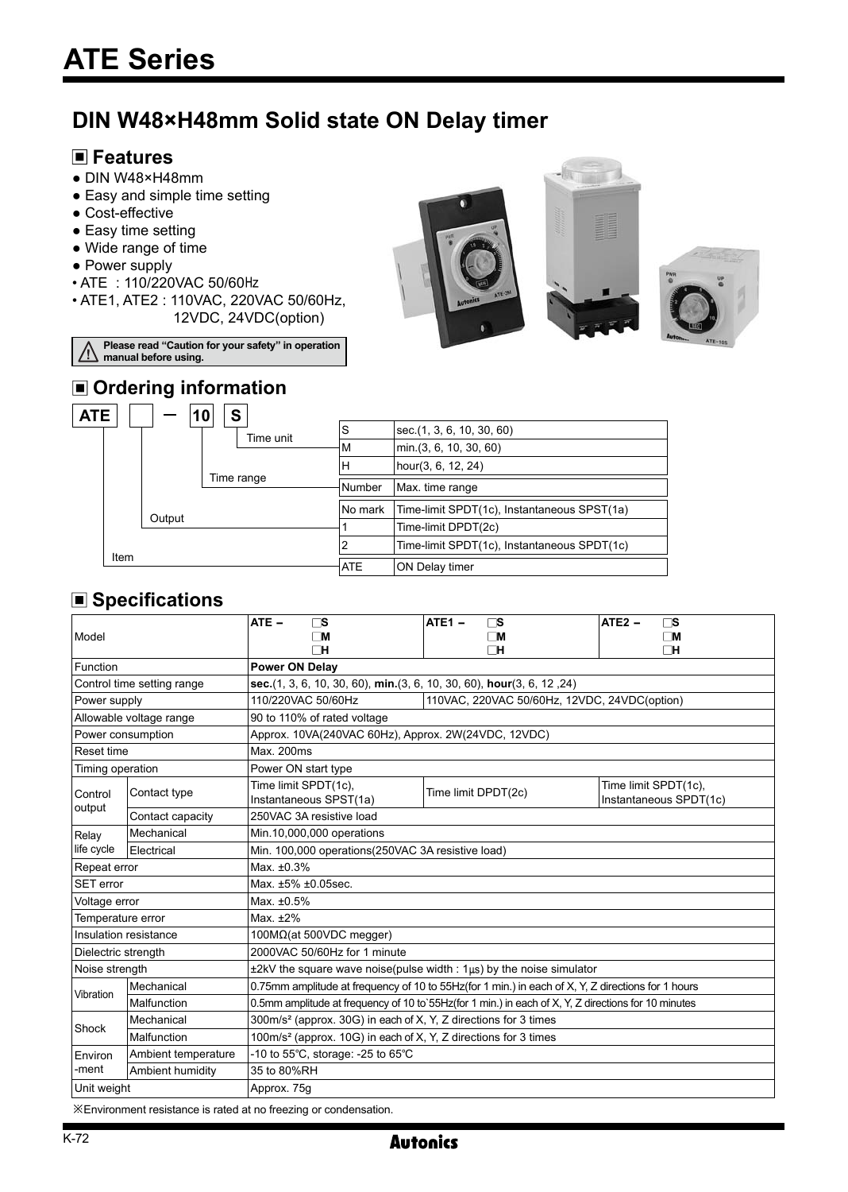# ATE Series

## DIN W48×H48mm Solid state ON Delay timer

### ■ Features

- DIN W48×H48mm
- Easy and simple time setting
- Cost-effective
- Easy time setting
- Wide range of time
- Power supply
  - ATE : 110/220VAC 50/60Hz
  - ATE1, ATE2 : 110VAC, 220VAC 50/60Hz, 12VDC, 24VDC(option)

⚠ **Please read "Caution for your safety" in operation manual before using.**

### ■ Ordering information

ATE □ − 10 S

| Code | | Description |
|---|---|---|
| Time unit | S | sec.(1, 3, 6, 10, 30, 60) |
| | M | min.(3, 6, 10, 30, 60) |
| | H | hour(3, 6, 12, 24) |
| Time range | Number | Max. time range |
| Output | No mark | Time-limit SPDT(1c), Instantaneous SPST(1a) |
| | 1 | Time-limit DPDT(2c) |
| | 2 | Time-limit SPDT(1c), Instantaneous SPDT(1c) |
| Item | ATE | ON Delay timer |

### ■ Specifications

| Model | | ATE − □S □M □H | ATE1 − □S □M □H | ATE2 − □S □M □H |
|---|---|---|---|---|
| Function | | **Power ON Delay** | | |
| Control time setting range | | **sec.**(1, 3, 6, 10, 30, 60), **min.**(3, 6, 10, 30, 60), **hour**(3, 6, 12 ,24) | | |
| Power supply | | 110/220VAC 50/60Hz | 110VAC, 220VAC 50/60Hz, 12VDC, 24VDC(option) | |
| Allowable voltage range | | 90 to 110% of rated voltage | | |
| Power consumption | | Approx. 10VA(240VAC 60Hz), Approx. 2W(24VDC, 12VDC) | | |
| Reset time | | Max. 200ms | | |
| Timing operation | | Power ON start type | | |
| Control output | Contact type | Time limit SPDT(1c), Instantaneous SPST(1a) | Time limit DPDT(2c) | Time limit SPDT(1c), Instantaneous SPDT(1c) |
| | Contact capacity | 250VAC 3A resistive load | | |
| Relay life cycle | Mechanical | Min.10,000,000 operations | | |
| | Electrical | Min. 100,000 operations(250VAC 3A resistive load) | | |
| Repeat error | | Max. ±0.3% | | |
| SET error | | Max. ±5% ±0.05sec. | | |
| Voltage error | | Max. ±0.5% | | |
| Temperature error | | Max. ±2% | | |
| Insulation resistance | | 100MΩ(at 500VDC megger) | | |
| Dielectric strength | | 2000VAC 50/60Hz for 1 minute | | |
| Noise strength | | ±2kV the square wave noise(pulse width : 1μs) by the noise simulator | | |
| Vibration | Mechanical | 0.75mm amplitude at frequency of 10 to 55Hz(for 1 min.) in each of X, Y, Z directions for 1 hours | | |
| | Malfunction | 0.5mm amplitude at frequency of 10 to`55Hz(for 1 min.) in each of X, Y, Z directions for 10 minutes | | |
| Shock | Mechanical | 300m/s² (approx. 30G) in each of X, Y, Z directions for 3 times | | |
| | Malfunction | 100m/s² (approx. 10G) in each of X, Y, Z directions for 3 times | | |
| Environ-ment | Ambient temperature | -10 to 55℃, storage: -25 to 65℃ | | |
| | Ambient humidity | 35 to 80%RH | | |
| Unit weight | | Approx. 75g | | |

※Environment resistance is rated at no freezing or condensation.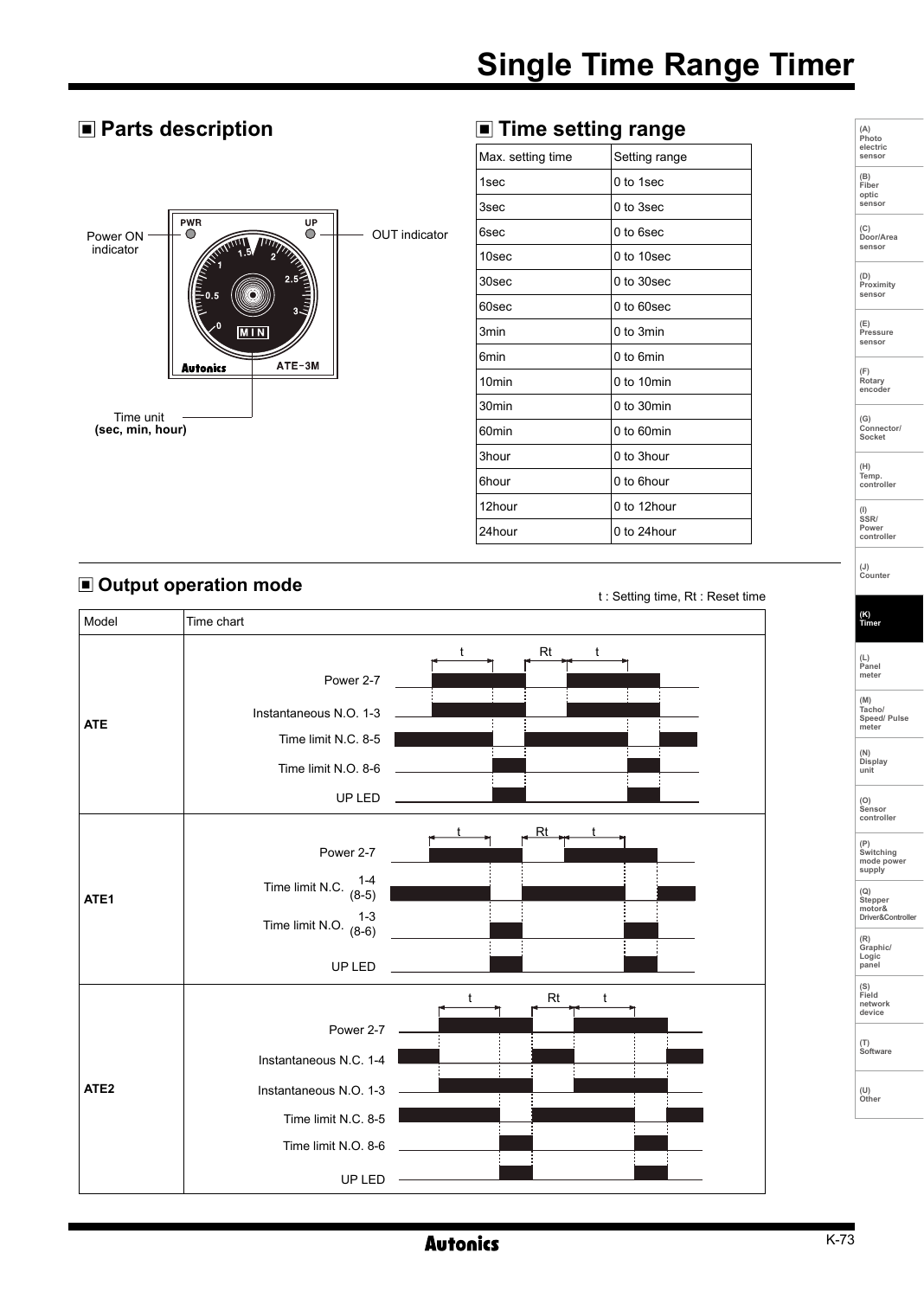# Single Time Range Timer

## ■ Parts description

Power ON indicator

OUT indicator

PWR UP

MIN

Autonics ATE-3M

Time unit **(sec, min, hour)**

## ■ Time setting range

| Max. setting time | Setting range |
|---|---|
| 1sec | 0 to 1sec |
| 3sec | 0 to 3sec |
| 6sec | 0 to 6sec |
| 10sec | 0 to 10sec |
| 30sec | 0 to 30sec |
| 60sec | 0 to 60sec |
| 3min | 0 to 3min |
| 6min | 0 to 6min |
| 10min | 0 to 10min |
| 30min | 0 to 30min |
| 60min | 0 to 60min |
| 3hour | 0 to 3hour |
| 6hour | 0 to 6hour |
| 12hour | 0 to 12hour |
| 24hour | 0 to 24hour |

## ■ Output operation mode

t : Setting time, Rt : Reset time

| Model | Time chart |
|---|---|
| ATE | Power 2-7<br>Instantaneous N.O. 1-3<br>Time limit N.C. 8-5<br>Time limit N.O. 8-6<br>UP LED |
| ATE1 | Power 2-7<br>Time limit N.C. 1-4 (8-5)<br>Time limit N.O. 1-3 (8-6)<br>UP LED |
| ATE2 | Power 2-7<br>Instantaneous N.C. 1-4<br>Instantaneous N.O. 1-3<br>Time limit N.C. 8-5<br>Time limit N.O. 8-6<br>UP LED |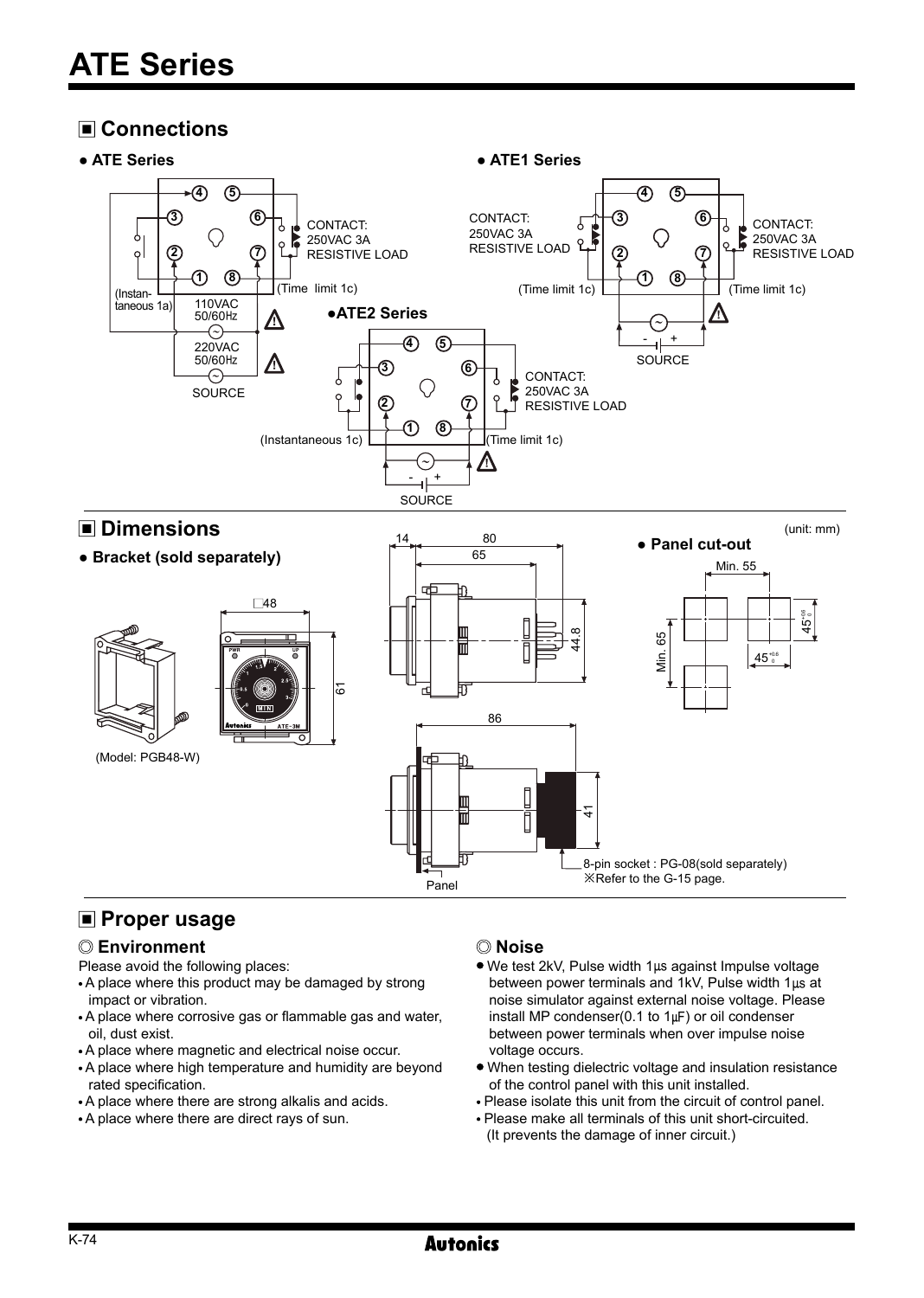# ATE Series

## Connections

● ATE Series

CONTACT:
250VAC 3A
RESISTIVE LOAD

(Instan-
taneous 1a)

(Time limit 1c)

110VAC
50/60Hz

220VAC
50/60Hz

SOURCE

● ATE1 Series

CONTACT:
250VAC 3A
RESISTIVE LOAD

CONTACT:
250VAC 3A
RESISTIVE LOAD

(Time limit 1c)

(Time limit 1c)

SOURCE

● ATE2 Series

CONTACT:
250VAC 3A
RESISTIVE LOAD

(Instantaneous 1c)

(Time limit 1c)

SOURCE

## Dimensions

(unit: mm)

● Bracket (sold separately)

(Model: PGB48-W)

□48

61

14

80

65

44.8

86

41

Panel

8-pin socket : PG-08(sold separately)
※Refer to the G-15 page.

● Panel cut-out

Min. 55

Min. 65

$45^{+0.6}_{0}$

$45^{+0.6}_{0}$

## Proper usage

### ◎ Environment

Please avoid the following places:

- A place where this product may be damaged by strong impact or vibration.
- A place where corrosive gas or flammable gas and water, oil, dust exist.
- A place where magnetic and electrical noise occur.
- A place where high temperature and humidity are beyond rated specification.
- A place where there are strong alkalis and acids.
- A place where there are direct rays of sun.

### ◎ Noise

- We test 2kV, Pulse width 1μs against Impulse voltage between power terminals and 1kV, Pulse width 1μs at noise simulator against external noise voltage. Please install MP condenser(0.1 to 1μF) or oil condenser between power terminals when over impulse noise voltage occurs.
- When testing dielectric voltage and insulation resistance of the control panel with this unit installed.
  - Please isolate this unit from the circuit of control panel.
  - Please make all terminals of this unit short-circuited. (It prevents the damage of inner circuit.)